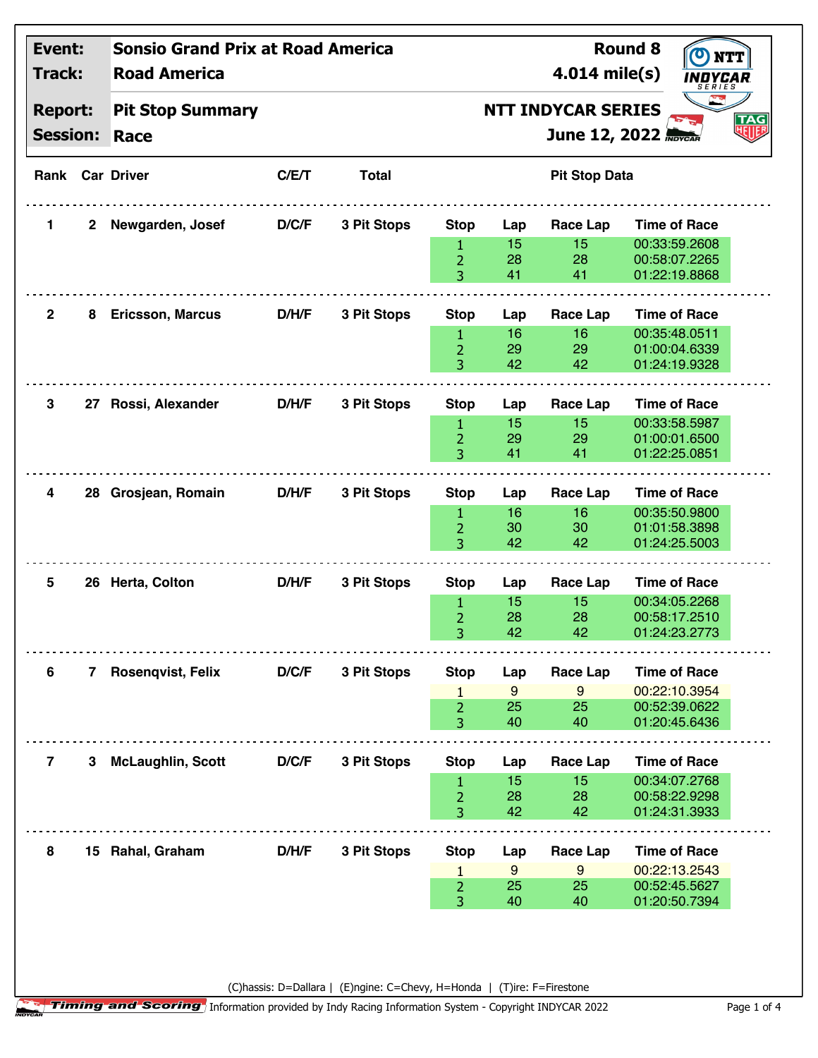| Event: | Sonsio Grand Prix at Road America | Round 8 |
|---|---|---|
| Track: | Road America | 4.014 mile(s) |
| Report: | Pit Stop Summary | NTT INDYCAR SERIES |
| Session: | Race | June 12, 2022 |

| Rank | Car | Driver | C/E/T | Total | Stop | Lap | Race Lap | Time of Race |
|---|---|---|---|---|---|---|---|---|
| 1 | 2 | Newgarden, Josef | D/C/F | 3 Pit Stops | 1 | 15 | 15 | 00:33:59.2608 |
| | | | | | 2 | 28 | 28 | 00:58:07.2265 |
| | | | | | 3 | 41 | 41 | 01:22:19.8868 |
| 2 | 8 | Ericsson, Marcus | D/H/F | 3 Pit Stops | 1 | 16 | 16 | 00:35:48.0511 |
| | | | | | 2 | 29 | 29 | 01:00:04.6339 |
| | | | | | 3 | 42 | 42 | 01:24:19.9328 |
| 3 | 27 | Rossi, Alexander | D/H/F | 3 Pit Stops | 1 | 15 | 15 | 00:33:58.5987 |
| | | | | | 2 | 29 | 29 | 01:00:01.6500 |
| | | | | | 3 | 41 | 41 | 01:22:25.0851 |
| 4 | 28 | Grosjean, Romain | D/H/F | 3 Pit Stops | 1 | 16 | 16 | 00:35:50.9800 |
| | | | | | 2 | 30 | 30 | 01:01:58.3898 |
| | | | | | 3 | 42 | 42 | 01:24:25.5003 |
| 5 | 26 | Herta, Colton | D/H/F | 3 Pit Stops | 1 | 15 | 15 | 00:34:05.2268 |
| | | | | | 2 | 28 | 28 | 00:58:17.2510 |
| | | | | | 3 | 42 | 42 | 01:24:23.2773 |
| 6 | 7 | Rosenqvist, Felix | D/C/F | 3 Pit Stops | 1 | 9 | 9 | 00:22:10.3954 |
| | | | | | 2 | 25 | 25 | 00:52:39.0622 |
| | | | | | 3 | 40 | 40 | 01:20:45.6436 |
| 7 | 3 | McLaughlin, Scott | D/C/F | 3 Pit Stops | 1 | 15 | 15 | 00:34:07.2768 |
| | | | | | 2 | 28 | 28 | 00:58:22.9298 |
| | | | | | 3 | 42 | 42 | 01:24:31.3933 |
| 8 | 15 | Rahal, Graham | D/H/F | 3 Pit Stops | 1 | 9 | 9 | 00:22:13.2543 |
| | | | | | 2 | 25 | 25 | 00:52:45.5627 |
| | | | | | 3 | 40 | 40 | 01:20:50.7394 |

(C)hassis: D=Dallara | (E)ngine: C=Chevy, H=Honda | (T)ire: F=Firestone

Timing and Scoring | Information provided by Indy Racing Information System - Copyright INDYCAR 2022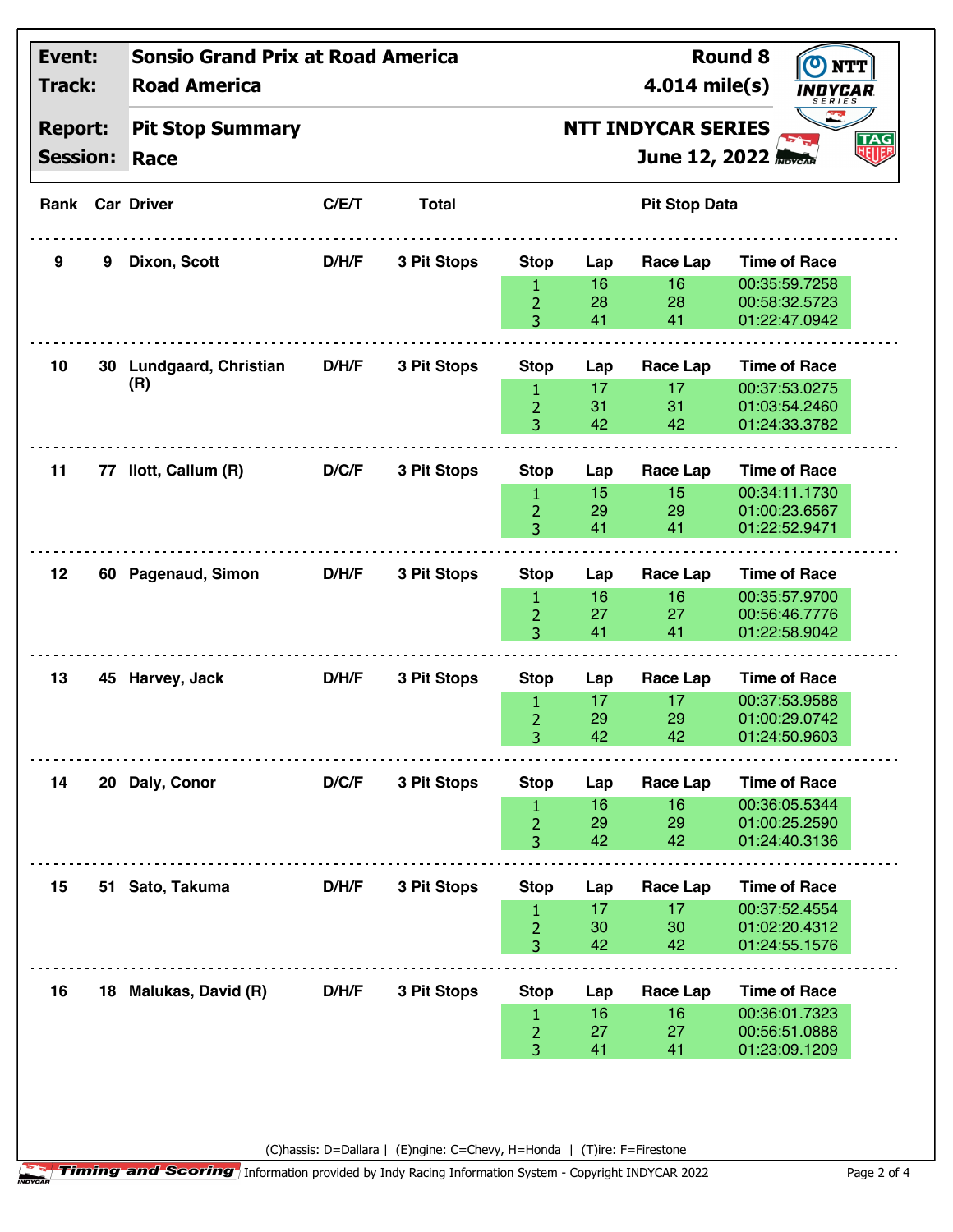| Event: | Sonsio Grand Prix at Road America | Round 8 |
|---|---|---|
| Track: | Road America | 4.014 mile(s) |
| Report: | Pit Stop Summary | NTT INDYCAR SERIES |
| Session: | Race | June 12, 2022 |

| Rank | Car | Driver | C/E/T | Total | Stop | Lap | Race Lap | Time of Race |
|---|---|---|---|---|---|---|---|---|
| 9 | 9 | Dixon, Scott | D/H/F | 3 Pit Stops | 1 | 16 | 16 | 00:35:59.7258 |
| | | | | | 2 | 28 | 28 | 00:58:32.5723 |
| | | | | | 3 | 41 | 41 | 01:22:47.0942 |
| 10 | 30 | Lundgaard, Christian (R) | D/H/F | 3 Pit Stops | 1 | 17 | 17 | 00:37:53.0275 |
| | | | | | 2 | 31 | 31 | 01:03:54.2460 |
| | | | | | 3 | 42 | 42 | 01:24:33.3782 |
| 11 | 77 | Ilott, Callum (R) | D/C/F | 3 Pit Stops | 1 | 15 | 15 | 00:34:11.1730 |
| | | | | | 2 | 29 | 29 | 01:00:23.6567 |
| | | | | | 3 | 41 | 41 | 01:22:52.9471 |
| 12 | 60 | Pagenaud, Simon | D/H/F | 3 Pit Stops | 1 | 16 | 16 | 00:35:57.9700 |
| | | | | | 2 | 27 | 27 | 00:56:46.7776 |
| | | | | | 3 | 41 | 41 | 01:22:58.9042 |
| 13 | 45 | Harvey, Jack | D/H/F | 3 Pit Stops | 1 | 17 | 17 | 00:37:53.9588 |
| | | | | | 2 | 29 | 29 | 01:00:29.0742 |
| | | | | | 3 | 42 | 42 | 01:24:50.9603 |
| 14 | 20 | Daly, Conor | D/C/F | 3 Pit Stops | 1 | 16 | 16 | 00:36:05.5344 |
| | | | | | 2 | 29 | 29 | 01:00:25.2590 |
| | | | | | 3 | 42 | 42 | 01:24:40.3136 |
| 15 | 51 | Sato, Takuma | D/H/F | 3 Pit Stops | 1 | 17 | 17 | 00:37:52.4554 |
| | | | | | 2 | 30 | 30 | 01:02:20.4312 |
| | | | | | 3 | 42 | 42 | 01:24:55.1576 |
| 16 | 18 | Malukas, David (R) | D/H/F | 3 Pit Stops | 1 | 16 | 16 | 00:36:01.7323 |
| | | | | | 2 | 27 | 27 | 00:56:51.0888 |
| | | | | | 3 | 41 | 41 | 01:23:09.1209 |

(C)hassis: D=Dallara | (E)ngine: C=Chevy, H=Honda | (T)ire: F=Firestone

Timing and Scoring Information provided by Indy Racing Information System - Copyright INDYCAR 2022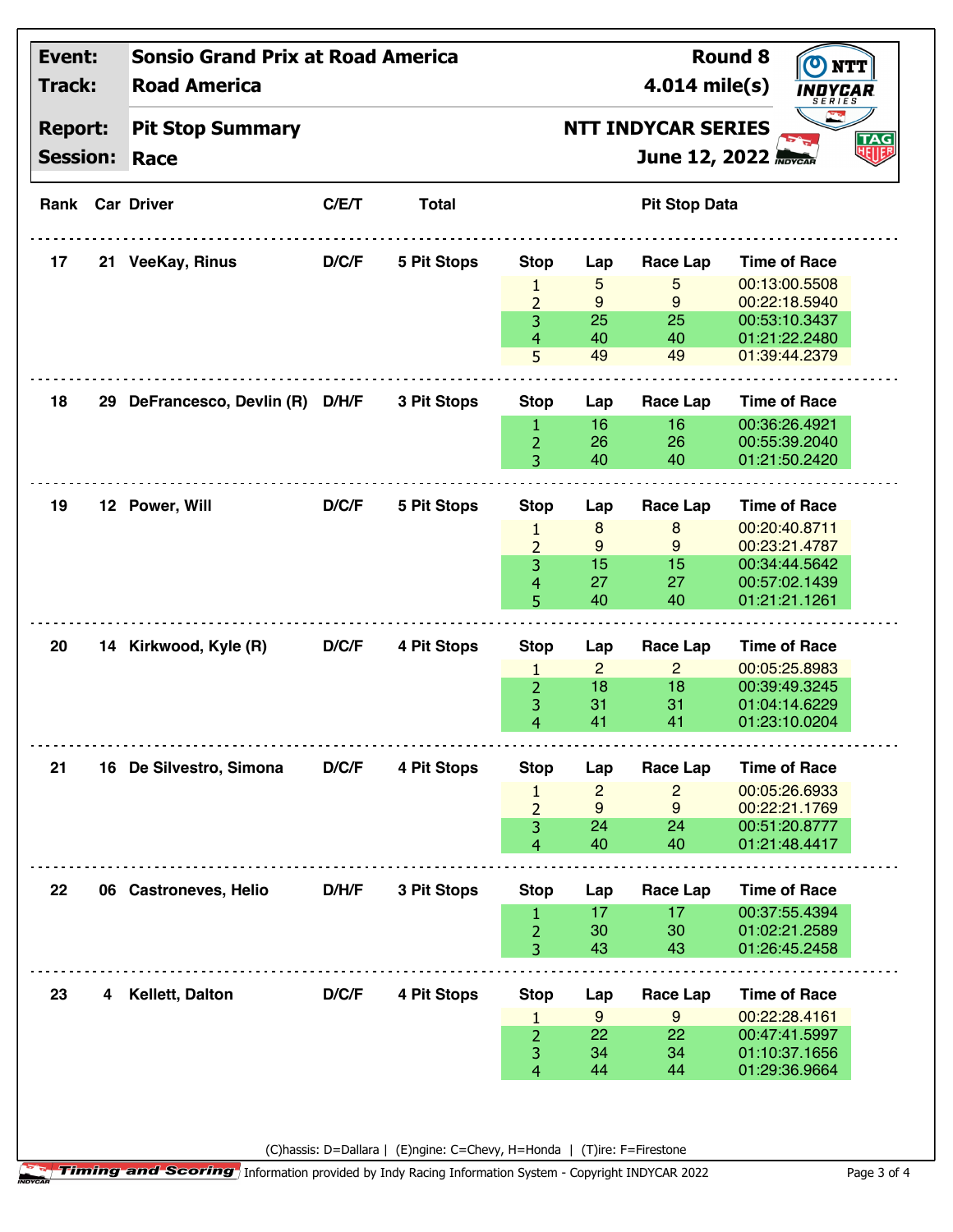| **Event:** | **Sonsio Grand Prix at Road America** | **Round 8** |
|---|---|---|
| **Track:** | **Road America** | **4.014 mile(s)** |
| **Report:** | **Pit Stop Summary** | **NTT INDYCAR SERIES** |
| **Session:** | **Race** | **June 12, 2022** |

| Rank | Car | Driver | C/E/T | Total | Stop | Lap | Race Lap | Time of Race |
|---|---|---|---|---|---|---|---|---|
| 17 | 21 | VeeKay, Rinus | D/C/F | 5 Pit Stops | 1 | 5 | 5 | 00:13:00.5508 |
| | | | | | 2 | 9 | 9 | 00:22:18.5940 |
| | | | | | 3 | 25 | 25 | 00:53:10.3437 |
| | | | | | 4 | 40 | 40 | 01:21:22.2480 |
| | | | | | 5 | 49 | 49 | 01:39:44.2379 |
| 18 | 29 | DeFrancesco, Devlin (R) | D/H/F | 3 Pit Stops | 1 | 16 | 16 | 00:36:26.4921 |
| | | | | | 2 | 26 | 26 | 00:55:39.2040 |
| | | | | | 3 | 40 | 40 | 01:21:50.2420 |
| 19 | 12 | Power, Will | D/C/F | 5 Pit Stops | 1 | 8 | 8 | 00:20:40.8711 |
| | | | | | 2 | 9 | 9 | 00:23:21.4787 |
| | | | | | 3 | 15 | 15 | 00:34:44.5642 |
| | | | | | 4 | 27 | 27 | 00:57:02.1439 |
| | | | | | 5 | 40 | 40 | 01:21:21.1261 |
| 20 | 14 | Kirkwood, Kyle (R) | D/C/F | 4 Pit Stops | 1 | 2 | 2 | 00:05:25.8983 |
| | | | | | 2 | 18 | 18 | 00:39:49.3245 |
| | | | | | 3 | 31 | 31 | 01:04:14.6229 |
| | | | | | 4 | 41 | 41 | 01:23:10.0204 |
| 21 | 16 | De Silvestro, Simona | D/C/F | 4 Pit Stops | 1 | 2 | 2 | 00:05:26.6933 |
| | | | | | 2 | 9 | 9 | 00:22:21.1769 |
| | | | | | 3 | 24 | 24 | 00:51:20.8777 |
| | | | | | 4 | 40 | 40 | 01:21:48.4417 |
| 22 | 06 | Castroneves, Helio | D/H/F | 3 Pit Stops | 1 | 17 | 17 | 00:37:55.4394 |
| | | | | | 2 | 30 | 30 | 01:02:21.2589 |
| | | | | | 3 | 43 | 43 | 01:26:45.2458 |
| 23 | 4 | Kellett, Dalton | D/C/F | 4 Pit Stops | 1 | 9 | 9 | 00:22:28.4161 |
| | | | | | 2 | 22 | 22 | 00:47:41.5997 |
| | | | | | 3 | 34 | 34 | 01:10:37.1656 |
| | | | | | 4 | 44 | 44 | 01:29:36.9664 |

(C)hassis: D=Dallara | (E)ngine: C=Chevy, H=Honda | (T)ire: F=Firestone

Timing and Scoring Information provided by Indy Racing Information System - Copyright INDYCAR 2022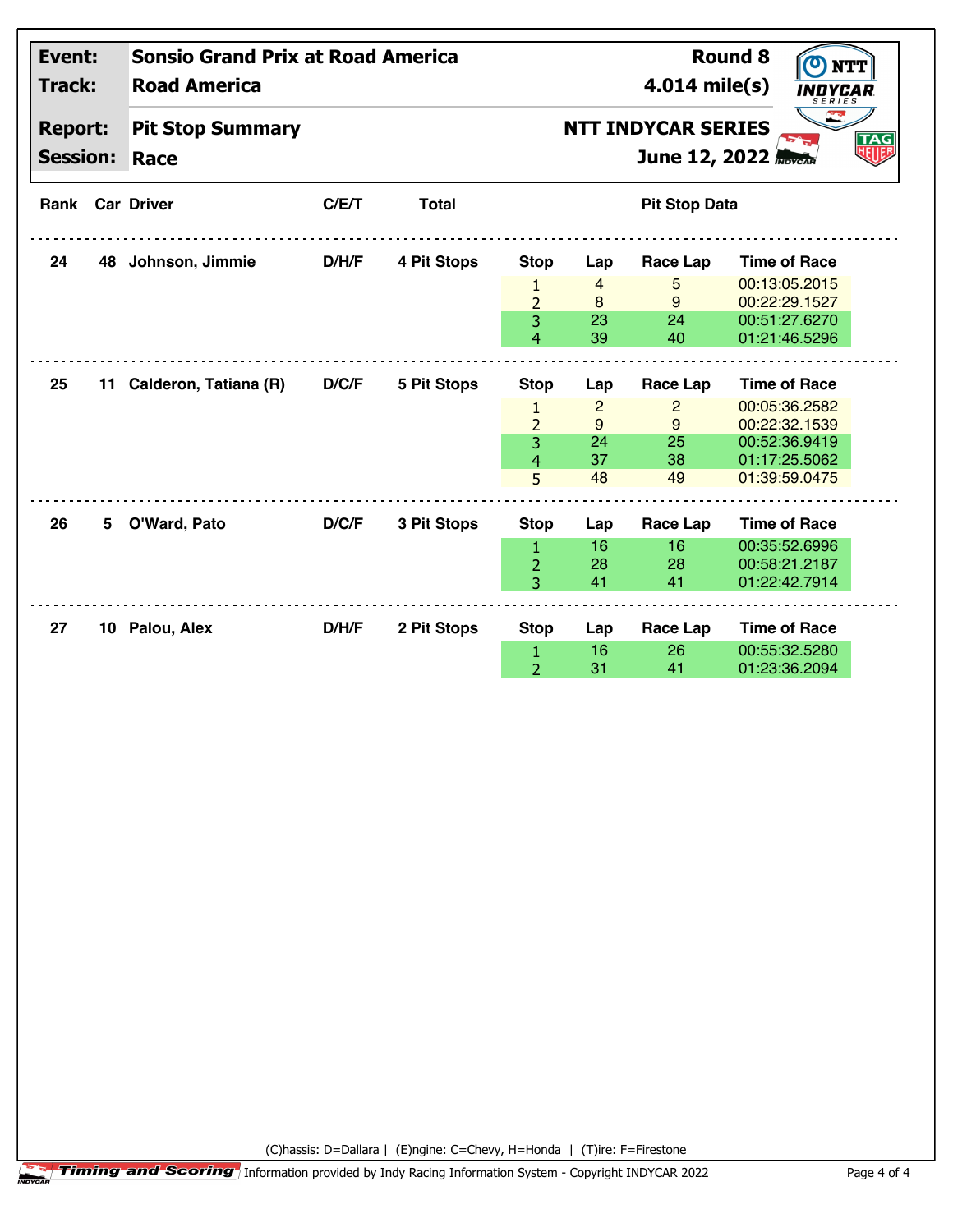| | | |
|---|---|---|
| **Event:** | **Sonsio Grand Prix at Road America** | **Round 8** |
| **Track:** | **Road America** | **4.014 mile(s)** |
| **Report:** | **Pit Stop Summary** | **NTT INDYCAR SERIES** |
| **Session:** | **Race** | **June 12, 2022** |

| Rank | Car | Driver | C/E/T | Total | Stop | Lap | Race Lap | Time of Race |
|---|---|---|---|---|---|---|---|---|
| 24 | 48 | Johnson, Jimmie | D/H/F | 4 Pit Stops | 1 | 4 | 5 | 00:13:05.2015 |
| | | | | | 2 | 8 | 9 | 00:22:29.1527 |
| | | | | | 3 | 23 | 24 | 00:51:27.6270 |
| | | | | | 4 | 39 | 40 | 01:21:46.5296 |
| 25 | 11 | Calderon, Tatiana (R) | D/C/F | 5 Pit Stops | 1 | 2 | 2 | 00:05:36.2582 |
| | | | | | 2 | 9 | 9 | 00:22:32.1539 |
| | | | | | 3 | 24 | 25 | 00:52:36.9419 |
| | | | | | 4 | 37 | 38 | 01:17:25.5062 |
| | | | | | 5 | 48 | 49 | 01:39:59.0475 |
| 26 | 5 | O'Ward, Pato | D/C/F | 3 Pit Stops | 1 | 16 | 16 | 00:35:52.6996 |
| | | | | | 2 | 28 | 28 | 00:58:21.2187 |
| | | | | | 3 | 41 | 41 | 01:22:42.7914 |
| 27 | 10 | Palou, Alex | D/H/F | 2 Pit Stops | 1 | 16 | 26 | 00:55:32.5280 |
| | | | | | 2 | 31 | 41 | 01:23:36.2094 |

(C)hassis: D=Dallara | (E)ngine: C=Chevy, H=Honda | (T)ire: F=Firestone

Timing and Scoring Information provided by Indy Racing Information System - Copyright INDYCAR 2022